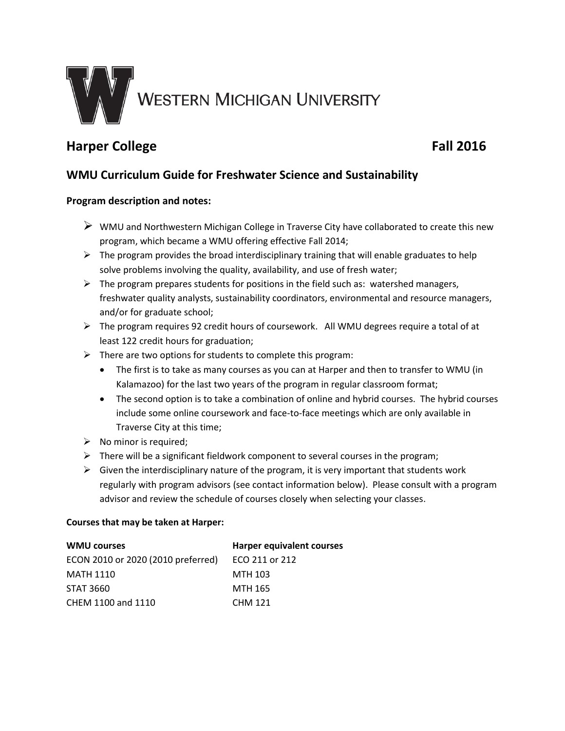# Western Michigan University

## Harper College — Fall 2016

## WMU Curriculum Guide for Freshwater Science and Sustainability

**Program description and notes:**

- WMU and Northwestern Michigan College in Traverse City have collaborated to create this new program, which became a WMU offering effective Fall 2014;
- The program provides the broad interdisciplinary training that will enable graduates to help solve problems involving the quality, availability, and use of fresh water;
- The program prepares students for positions in the field such as: watershed managers, freshwater quality analysts, sustainability coordinators, environmental and resource managers, and/or for graduate school;
- The program requires 92 credit hours of coursework. All WMU degrees require a total of at least 122 credit hours for graduation;
- There are two options for students to complete this program:
    - The first is to take as many courses as you can at Harper and then to transfer to WMU (in Kalamazoo) for the last two years of the program in regular classroom format;
    - The second option is to take a combination of online and hybrid courses. The hybrid courses include some online coursework and face-to-face meetings which are only available in Traverse City at this time;
- No minor is required;
- There will be a significant fieldwork component to several courses in the program;
- Given the interdisciplinary nature of the program, it is very important that students work regularly with program advisors (see contact information below). Please consult with a program advisor and review the schedule of courses closely when selecting your classes.

**Courses that may be taken at Harper:**

| WMU courses | Harper equivalent courses |
|---|---|
| ECON 2010 or 2020 (2010 preferred) | ECO 211 or 212 |
| MATH 1110 | MTH 103 |
| STAT 3660 | MTH 165 |
| CHEM 1100 and 1110 | CHM 121 |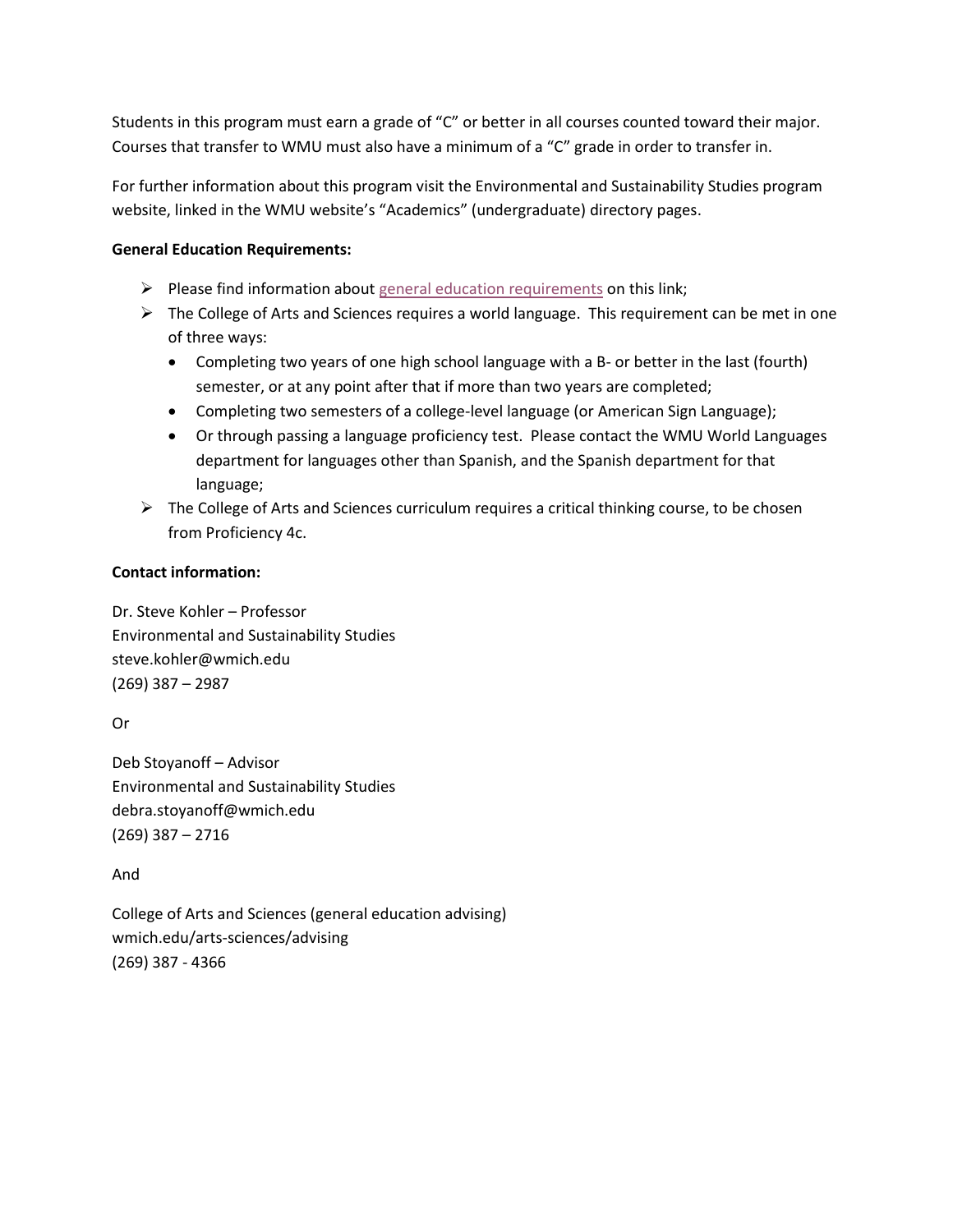Students in this program must earn a grade of "C" or better in all courses counted toward their major. Courses that transfer to WMU must also have a minimum of a "C" grade in order to transfer in.

For further information about this program visit the Environmental and Sustainability Studies program website, linked in the WMU website's "Academics" (undergraduate) directory pages.

**General Education Requirements:**

- Please find information about general education requirements on this link;
- The College of Arts and Sciences requires a world language. This requirement can be met in one of three ways:
  - Completing two years of one high school language with a B- or better in the last (fourth) semester, or at any point after that if more than two years are completed;
  - Completing two semesters of a college-level language (or American Sign Language);
  - Or through passing a language proficiency test. Please contact the WMU World Languages department for languages other than Spanish, and the Spanish department for that language;
- The College of Arts and Sciences curriculum requires a critical thinking course, to be chosen from Proficiency 4c.

**Contact information:**

Dr. Steve Kohler – Professor
Environmental and Sustainability Studies
steve.kohler@wmich.edu
(269) 387 – 2987

Or

Deb Stoyanoff – Advisor
Environmental and Sustainability Studies
debra.stoyanoff@wmich.edu
(269) 387 – 2716

And

College of Arts and Sciences (general education advising)
wmich.edu/arts-sciences/advising
(269) 387 - 4366